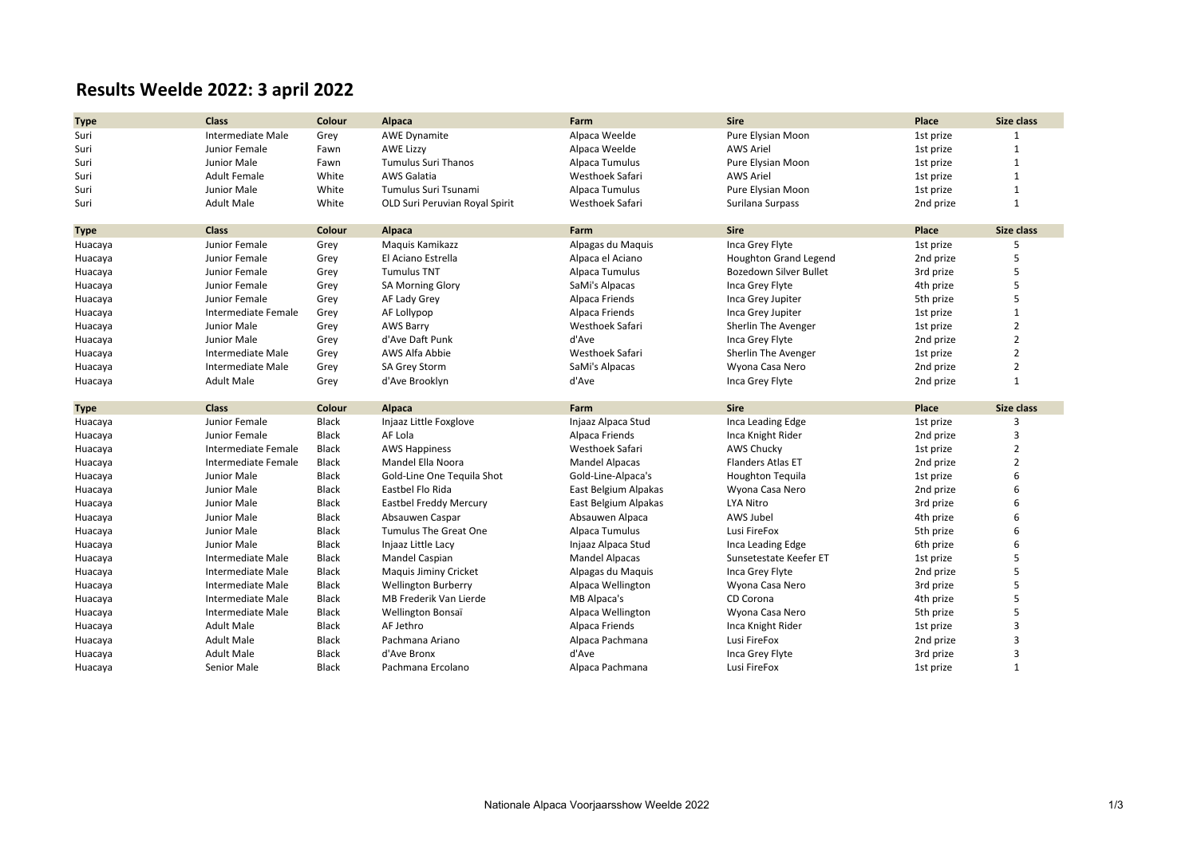# Results Weelde 2022: 3 april 2022

| Type | Class | Colour | Alpaca | Farm | Sire | Place | Size class |
|---|---|---|---|---|---|---|---|
| Suri | Intermediate Male | Grey | AWE Dynamite | Alpaca Weelde | Pure Elysian Moon | 1st prize | 1 |
| Suri | Junior Female | Fawn | AWE Lizzy | Alpaca Weelde | AWS Ariel | 1st prize | 1 |
| Suri | Junior Male | Fawn | Tumulus Suri Thanos | Alpaca Tumulus | Pure Elysian Moon | 1st prize | 1 |
| Suri | Adult Female | White | AWS Galatia | Westhoek Safari | AWS Ariel | 1st prize | 1 |
| Suri | Junior Male | White | Tumulus Suri Tsunami | Alpaca Tumulus | Pure Elysian Moon | 1st prize | 1 |
| Suri | Adult Male | White | OLD Suri Peruvian Royal Spirit | Westhoek Safari | Surilana Surpass | 2nd prize | 1 |

| Type | Class | Colour | Alpaca | Farm | Sire | Place | Size class |
|---|---|---|---|---|---|---|---|
| Huacaya | Junior Female | Grey | Maquis Kamikazz | Alpagas du Maquis | Inca Grey Flyte | 1st prize | 5 |
| Huacaya | Junior Female | Grey | El Aciano Estrella | Alpaca el Aciano | Houghton Grand Legend | 2nd prize | 5 |
| Huacaya | Junior Female | Grey | Tumulus TNT | Alpaca Tumulus | Bozedown Silver Bullet | 3rd prize | 5 |
| Huacaya | Junior Female | Grey | SA Morning Glory | SaMi's Alpacas | Inca Grey Flyte | 4th prize | 5 |
| Huacaya | Junior Female | Grey | AF Lady Grey | Alpaca Friends | Inca Grey Jupiter | 5th prize | 5 |
| Huacaya | Intermediate Female | Grey | AF Lollypop | Alpaca Friends | Inca Grey Jupiter | 1st prize | 1 |
| Huacaya | Junior Male | Grey | AWS Barry | Westhoek Safari | Sherlin The Avenger | 1st prize | 2 |
| Huacaya | Junior Male | Grey | d'Ave Daft Punk | d'Ave | Inca Grey Flyte | 2nd prize | 2 |
| Huacaya | Intermediate Male | Grey | AWS Alfa Abbie | Westhoek Safari | Sherlin The Avenger | 1st prize | 2 |
| Huacaya | Intermediate Male | Grey | SA Grey Storm | SaMi's Alpacas | Wyona Casa Nero | 2nd prize | 2 |
| Huacaya | Adult Male | Grey | d'Ave Brooklyn | d'Ave | Inca Grey Flyte | 2nd prize | 1 |

| Type | Class | Colour | Alpaca | Farm | Sire | Place | Size class |
|---|---|---|---|---|---|---|---|
| Huacaya | Junior Female | Black | Injaaz Little Foxglove | Injaaz Alpaca Stud | Inca Leading Edge | 1st prize | 3 |
| Huacaya | Junior Female | Black | AF Lola | Alpaca Friends | Inca Knight Rider | 2nd prize | 3 |
| Huacaya | Intermediate Female | Black | AWS Happiness | Westhoek Safari | AWS Chucky | 1st prize | 2 |
| Huacaya | Intermediate Female | Black | Mandel Ella Noora | Mandel Alpacas | Flanders Atlas ET | 2nd prize | 2 |
| Huacaya | Junior Male | Black | Gold-Line One Tequila Shot | Gold-Line-Alpaca's | Houghton Tequila | 1st prize | 6 |
| Huacaya | Junior Male | Black | Eastbel Flo Rida | East Belgium Alpakas | Wyona Casa Nero | 2nd prize | 6 |
| Huacaya | Junior Male | Black | Eastbel Freddy Mercury | East Belgium Alpakas | LYA Nitro | 3rd prize | 6 |
| Huacaya | Junior Male | Black | Absauwen Caspar | Absauwen Alpaca | AWS Jubel | 4th prize | 6 |
| Huacaya | Junior Male | Black | Tumulus The Great One | Alpaca Tumulus | Lusi FireFox | 5th prize | 6 |
| Huacaya | Junior Male | Black | Injaaz Little Lacy | Injaaz Alpaca Stud | Inca Leading Edge | 6th prize | 6 |
| Huacaya | Intermediate Male | Black | Mandel Caspian | Mandel Alpacas | Sunsetestate Keefer ET | 1st prize | 5 |
| Huacaya | Intermediate Male | Black | Maquis Jiminy Cricket | Alpagas du Maquis | Inca Grey Flyte | 2nd prize | 5 |
| Huacaya | Intermediate Male | Black | Wellington Burberry | Alpaca Wellington | Wyona Casa Nero | 3rd prize | 5 |
| Huacaya | Intermediate Male | Black | MB Frederik Van Lierde | MB Alpaca's | CD Corona | 4th prize | 5 |
| Huacaya | Intermediate Male | Black | Wellington Bonsaï | Alpaca Wellington | Wyona Casa Nero | 5th prize | 5 |
| Huacaya | Adult Male | Black | AF Jethro | Alpaca Friends | Inca Knight Rider | 1st prize | 3 |
| Huacaya | Adult Male | Black | Pachmana Ariano | Alpaca Pachmana | Lusi FireFox | 2nd prize | 3 |
| Huacaya | Adult Male | Black | d'Ave Bronx | d'Ave | Inca Grey Flyte | 3rd prize | 3 |
| Huacaya | Senior Male | Black | Pachmana Ercolano | Alpaca Pachmana | Lusi FireFox | 1st prize | 1 |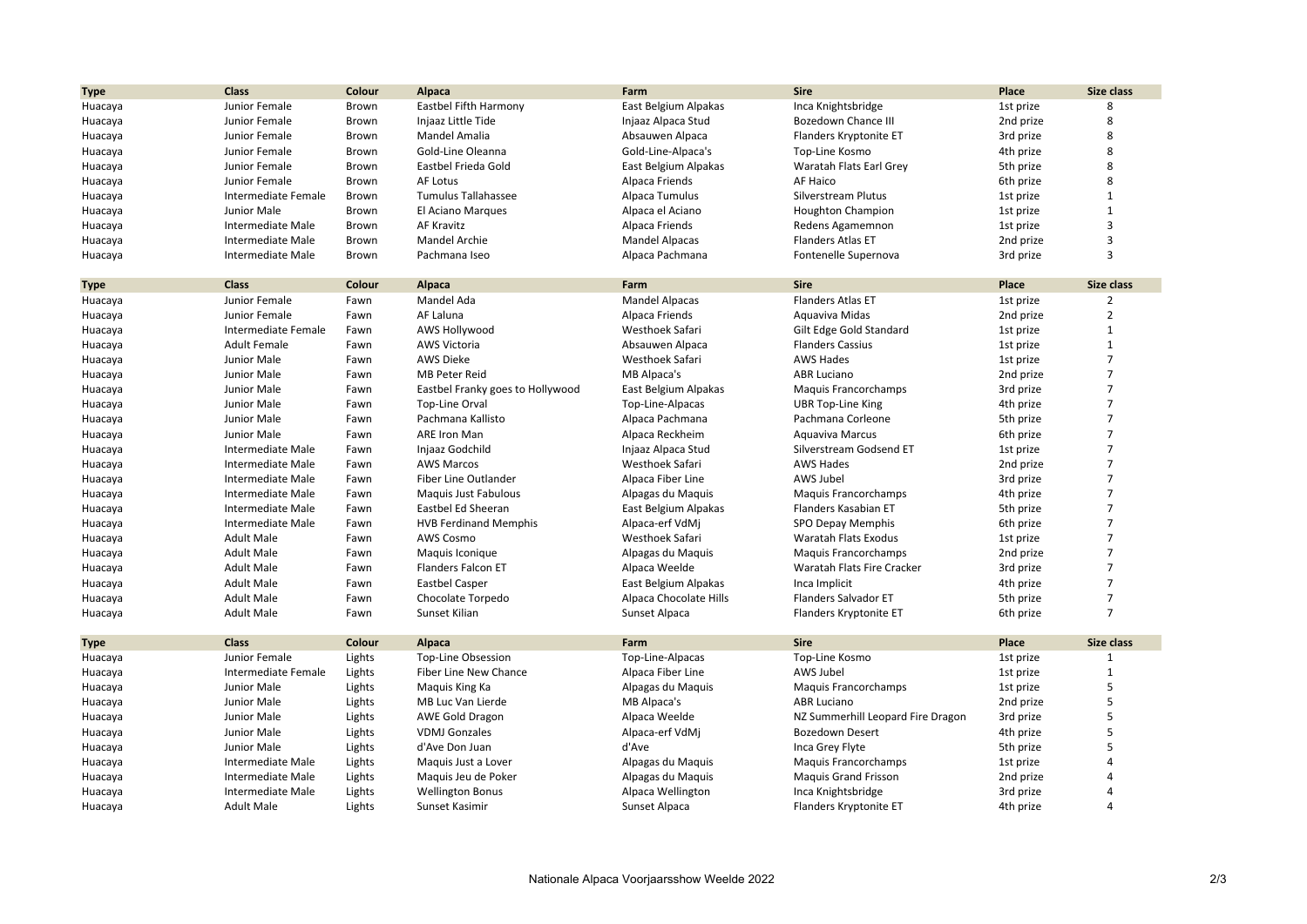| Type | Class | Colour | Alpaca | Farm | Sire | Place | Size class |
|---|---|---|---|---|---|---|---|
| Huacaya | Junior Female | Brown | Eastbel Fifth Harmony | East Belgium Alpakas | Inca Knightsbridge | 1st prize | 8 |
| Huacaya | Junior Female | Brown | Injaaz Little Tide | Injaaz Alpaca Stud | Bozedown Chance III | 2nd prize | 8 |
| Huacaya | Junior Female | Brown | Mandel Amalia | Absauwen Alpaca | Flanders Kryptonite ET | 3rd prize | 8 |
| Huacaya | Junior Female | Brown | Gold-Line Oleanna | Gold-Line-Alpaca's | Top-Line Kosmo | 4th prize | 8 |
| Huacaya | Junior Female | Brown | Eastbel Frieda Gold | East Belgium Alpakas | Waratah Flats Earl Grey | 5th prize | 8 |
| Huacaya | Junior Female | Brown | AF Lotus | Alpaca Friends | AF Haico | 6th prize | 8 |
| Huacaya | Intermediate Female | Brown | Tumulus Tallahassee | Alpaca Tumulus | Silverstream Plutus | 1st prize | 1 |
| Huacaya | Junior Male | Brown | El Aciano Marques | Alpaca el Aciano | Houghton Champion | 1st prize | 1 |
| Huacaya | Intermediate Male | Brown | AF Kravitz | Alpaca Friends | Redens Agamemnon | 1st prize | 3 |
| Huacaya | Intermediate Male | Brown | Mandel Archie | Mandel Alpacas | Flanders Atlas ET | 2nd prize | 3 |
| Huacaya | Intermediate Male | Brown | Pachmana Iseo | Alpaca Pachmana | Fontenelle Supernova | 3rd prize | 3 |

| Type | Class | Colour | Alpaca | Farm | Sire | Place | Size class |
|---|---|---|---|---|---|---|---|
| Huacaya | Junior Female | Fawn | Mandel Ada | Mandel Alpacas | Flanders Atlas ET | 1st prize | 2 |
| Huacaya | Junior Female | Fawn | AF Laluna | Alpaca Friends | Aquaviva Midas | 2nd prize | 2 |
| Huacaya | Intermediate Female | Fawn | AWS Hollywood | Westhoek Safari | Gilt Edge Gold Standard | 1st prize | 1 |
| Huacaya | Adult Female | Fawn | AWS Victoria | Absauwen Alpaca | Flanders Cassius | 1st prize | 1 |
| Huacaya | Junior Male | Fawn | AWS Dieke | Westhoek Safari | AWS Hades | 1st prize | 7 |
| Huacaya | Junior Male | Fawn | MB Peter Reid | MB Alpaca's | ABR Luciano | 2nd prize | 7 |
| Huacaya | Junior Male | Fawn | Eastbel Franky goes to Hollywood | East Belgium Alpakas | Maquis Francorchamps | 3rd prize | 7 |
| Huacaya | Junior Male | Fawn | Top-Line Orval | Top-Line-Alpacas | UBR Top-Line King | 4th prize | 7 |
| Huacaya | Junior Male | Fawn | Pachmana Kallisto | Alpaca Pachmana | Pachmana Corleone | 5th prize | 7 |
| Huacaya | Junior Male | Fawn | ARE Iron Man | Alpaca Reckheim | Aquaviva Marcus | 6th prize | 7 |
| Huacaya | Intermediate Male | Fawn | Injaaz Godchild | Injaaz Alpaca Stud | Silverstream Godsend ET | 1st prize | 7 |
| Huacaya | Intermediate Male | Fawn | AWS Marcos | Westhoek Safari | AWS Hades | 2nd prize | 7 |
| Huacaya | Intermediate Male | Fawn | Fiber Line Outlander | Alpaca Fiber Line | AWS Jubel | 3rd prize | 7 |
| Huacaya | Intermediate Male | Fawn | Maquis Just Fabulous | Alpagas du Maquis | Maquis Francorchamps | 4th prize | 7 |
| Huacaya | Intermediate Male | Fawn | Eastbel Ed Sheeran | East Belgium Alpakas | Flanders Kasabian ET | 5th prize | 7 |
| Huacaya | Intermediate Male | Fawn | HVB Ferdinand Memphis | Alpaca-erf VdMj | SPO Depay Memphis | 6th prize | 7 |
| Huacaya | Adult Male | Fawn | AWS Cosmo | Westhoek Safari | Waratah Flats Exodus | 1st prize | 7 |
| Huacaya | Adult Male | Fawn | Maquis Iconique | Alpagas du Maquis | Maquis Francorchamps | 2nd prize | 7 |
| Huacaya | Adult Male | Fawn | Flanders Falcon ET | Alpaca Weelde | Waratah Flats Fire Cracker | 3rd prize | 7 |
| Huacaya | Adult Male | Fawn | Eastbel Casper | East Belgium Alpakas | Inca Implicit | 4th prize | 7 |
| Huacaya | Adult Male | Fawn | Chocolate Torpedo | Alpaca Chocolate Hills | Flanders Salvador ET | 5th prize | 7 |
| Huacaya | Adult Male | Fawn | Sunset Kilian | Sunset Alpaca | Flanders Kryptonite ET | 6th prize | 7 |

| Type | Class | Colour | Alpaca | Farm | Sire | Place | Size class |
|---|---|---|---|---|---|---|---|
| Huacaya | Junior Female | Lights | Top-Line Obsession | Top-Line-Alpacas | Top-Line Kosmo | 1st prize | 1 |
| Huacaya | Intermediate Female | Lights | Fiber Line New Chance | Alpaca Fiber Line | AWS Jubel | 1st prize | 1 |
| Huacaya | Junior Male | Lights | Maquis King Ka | Alpagas du Maquis | Maquis Francorchamps | 1st prize | 5 |
| Huacaya | Junior Male | Lights | MB Luc Van Lierde | MB Alpaca's | ABR Luciano | 2nd prize | 5 |
| Huacaya | Junior Male | Lights | AWE Gold Dragon | Alpaca Weelde | NZ Summerhill Leopard Fire Dragon | 3rd prize | 5 |
| Huacaya | Junior Male | Lights | VDMJ Gonzales | Alpaca-erf VdMj | Bozedown Desert | 4th prize | 5 |
| Huacaya | Junior Male | Lights | d'Ave Don Juan | d'Ave | Inca Grey Flyte | 5th prize | 5 |
| Huacaya | Intermediate Male | Lights | Maquis Just a Lover | Alpagas du Maquis | Maquis Francorchamps | 1st prize | 4 |
| Huacaya | Intermediate Male | Lights | Maquis Jeu de Poker | Alpagas du Maquis | Maquis Grand Frisson | 2nd prize | 4 |
| Huacaya | Intermediate Male | Lights | Wellington Bonus | Alpaca Wellington | Inca Knightsbridge | 3rd prize | 4 |
| Huacaya | Adult Male | Lights | Sunset Kasimir | Sunset Alpaca | Flanders Kryptonite ET | 4th prize | 4 |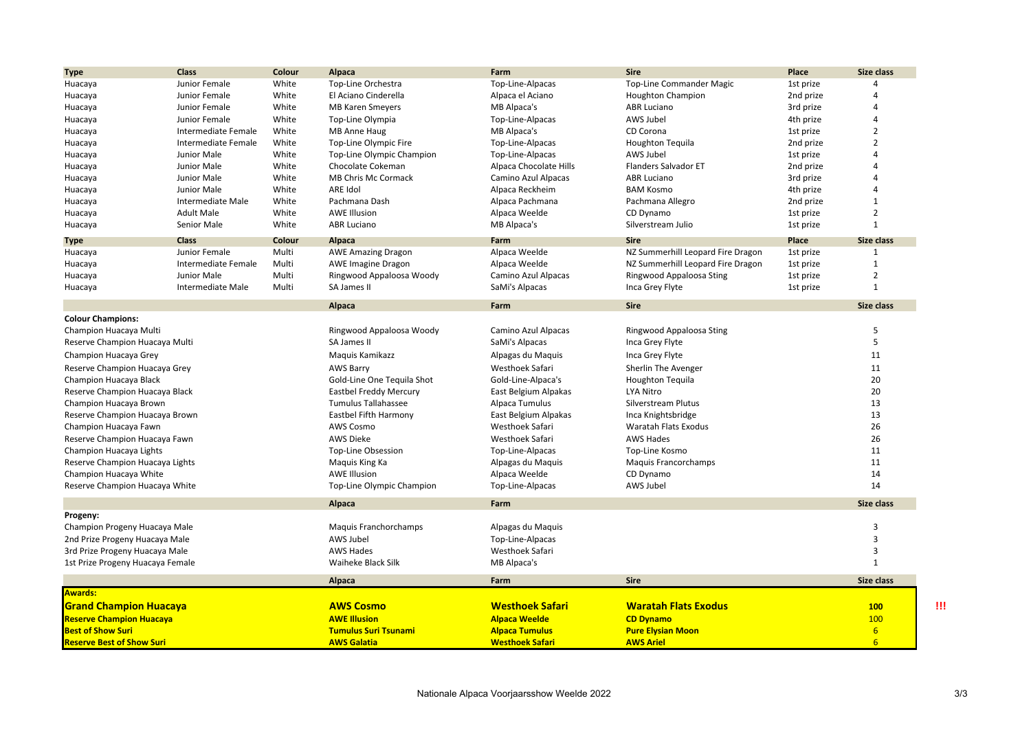| Type | Class | Colour | Alpaca | Farm | Sire | Place | Size class |
|---|---|---|---|---|---|---|---|
| Huacaya | Junior Female | White | Top-Line Orchestra | Top-Line-Alpacas | Top-Line Commander Magic | 1st prize | 4 |
| Huacaya | Junior Female | White | El Aciano Cinderella | Alpaca el Aciano | Houghton Champion | 2nd prize | 4 |
| Huacaya | Junior Female | White | MB Karen Smeyers | MB Alpaca's | ABR Luciano | 3rd prize | 4 |
| Huacaya | Junior Female | White | Top-Line Olympia | Top-Line-Alpacas | AWS Jubel | 4th prize | 4 |
| Huacaya | Intermediate Female | White | MB Anne Haug | MB Alpaca's | CD Corona | 1st prize | 2 |
| Huacaya | Intermediate Female | White | Top-Line Olympic Fire | Top-Line-Alpacas | Houghton Tequila | 2nd prize | 2 |
| Huacaya | Junior Male | White | Top-Line Olympic Champion | Top-Line-Alpacas | AWS Jubel | 1st prize | 4 |
| Huacaya | Junior Male | White | Chocolate Cokeman | Alpaca Chocolate Hills | Flanders Salvador ET | 2nd prize | 4 |
| Huacaya | Junior Male | White | MB Chris Mc Cormack | Camino Azul Alpacas | ABR Luciano | 3rd prize | 4 |
| Huacaya | Junior Male | White | ARE Idol | Alpaca Reckheim | BAM Kosmo | 4th prize | 4 |
| Huacaya | Intermediate Male | White | Pachmana Dash | Alpaca Pachmana | Pachmana Allegro | 2nd prize | 1 |
| Huacaya | Adult Male | White | AWE Illusion | Alpaca Weelde | CD Dynamo | 1st prize | 2 |
| Huacaya | Senior Male | White | ABR Luciano | MB Alpaca's | Silverstream Julio | 1st prize | 1 |

| Type | Class | Colour | Alpaca | Farm | Sire | Place | Size class |
|---|---|---|---|---|---|---|---|
| Huacaya | Junior Female | Multi | AWE Amazing Dragon | Alpaca Weelde | NZ Summerhill Leopard Fire Dragon | 1st prize | 1 |
| Huacaya | Intermediate Female | Multi | AWE Imagine Dragon | Alpaca Weelde | NZ Summerhill Leopard Fire Dragon | 1st prize | 1 |
| Huacaya | Junior Male | Multi | Ringwood Appaloosa Woody | Camino Azul Alpacas | Ringwood Appaloosa Sting | 1st prize | 2 |
| Huacaya | Intermediate Male | Multi | SA James II | SaMi's Alpacas | Inca Grey Flyte | 1st prize | 1 |

| | Alpaca | Farm | Sire | Size class |
|---|---|---|---|---|
| **Colour Champions:** | | | | |
| Champion Huacaya Multi | Ringwood Appaloosa Woody | Camino Azul Alpacas | Ringwood Appaloosa Sting | 5 |
| Reserve Champion Huacaya Multi | SA James II | SaMi's Alpacas | Inca Grey Flyte | 5 |
| Champion Huacaya Grey | Maquis Kamikazz | Alpagas du Maquis | Inca Grey Flyte | 11 |
| Reserve Champion Huacaya Grey | AWS Barry | Westhoek Safari | Sherlin The Avenger | 11 |
| Champion Huacaya Black | Gold-Line One Tequila Shot | Gold-Line-Alpaca's | Houghton Tequila | 20 |
| Reserve Champion Huacaya Black | Eastbel Freddy Mercury | East Belgium Alpakas | LYA Nitro | 20 |
| Champion Huacaya Brown | Tumulus Tallahassee | Alpaca Tumulus | Silverstream Plutus | 13 |
| Reserve Champion Huacaya Brown | Eastbel Fifth Harmony | East Belgium Alpakas | Inca Knightsbridge | 13 |
| Champion Huacaya Fawn | AWS Cosmo | Westhoek Safari | Waratah Flats Exodus | 26 |
| Reserve Champion Huacaya Fawn | AWS Dieke | Westhoek Safari | AWS Hades | 26 |
| Champion Huacaya Lights | Top-Line Obsession | Top-Line-Alpacas | Top-Line Kosmo | 11 |
| Reserve Champion Huacaya Lights | Maquis King Ka | Alpagas du Maquis | Maquis Francorchamps | 11 |
| Champion Huacaya White | AWE Illusion | Alpaca Weelde | CD Dynamo | 14 |
| Reserve Champion Huacaya White | Top-Line Olympic Champion | Top-Line-Alpacas | AWS Jubel | 14 |

| | Alpaca | Farm | Size class |
|---|---|---|---|
| **Progeny:** | | | |
| Champion Progeny Huacaya Male | Maquis Franchorchamps | Alpagas du Maquis | 3 |
| 2nd Prize Progeny Huacaya Male | AWS Jubel | Top-Line-Alpacas | 3 |
| 3rd Prize Progeny Huacaya Male | AWS Hades | Westhoek Safari | 3 |
| 1st Prize Progeny Huacaya Female | Waiheke Black Silk | MB Alpaca's | 1 |

| | Alpaca | Farm | Sire | Size class | |
|---|---|---|---|---|---|
| **Awards:** | | | | | |
| **Grand Champion Huacaya** | **AWS Cosmo** | **Westhoek Safari** | **Waratah Flats Exodus** | **100** | **!!!** |
| **Reserve Champion Huacaya** | **AWE Illusion** | **Alpaca Weelde** | **CD Dynamo** | 100 | |
| **Best of Show Suri** | **Tumulus Suri Tsunami** | **Alpaca Tumulus** | **Pure Elysian Moon** | 6 | |
| **Reserve Best of Show Suri** | **AWS Galatia** | **Westhoek Safari** | **AWS Ariel** | 6 | |

Nationale Alpaca Voorjaarsshow Weelde 2022